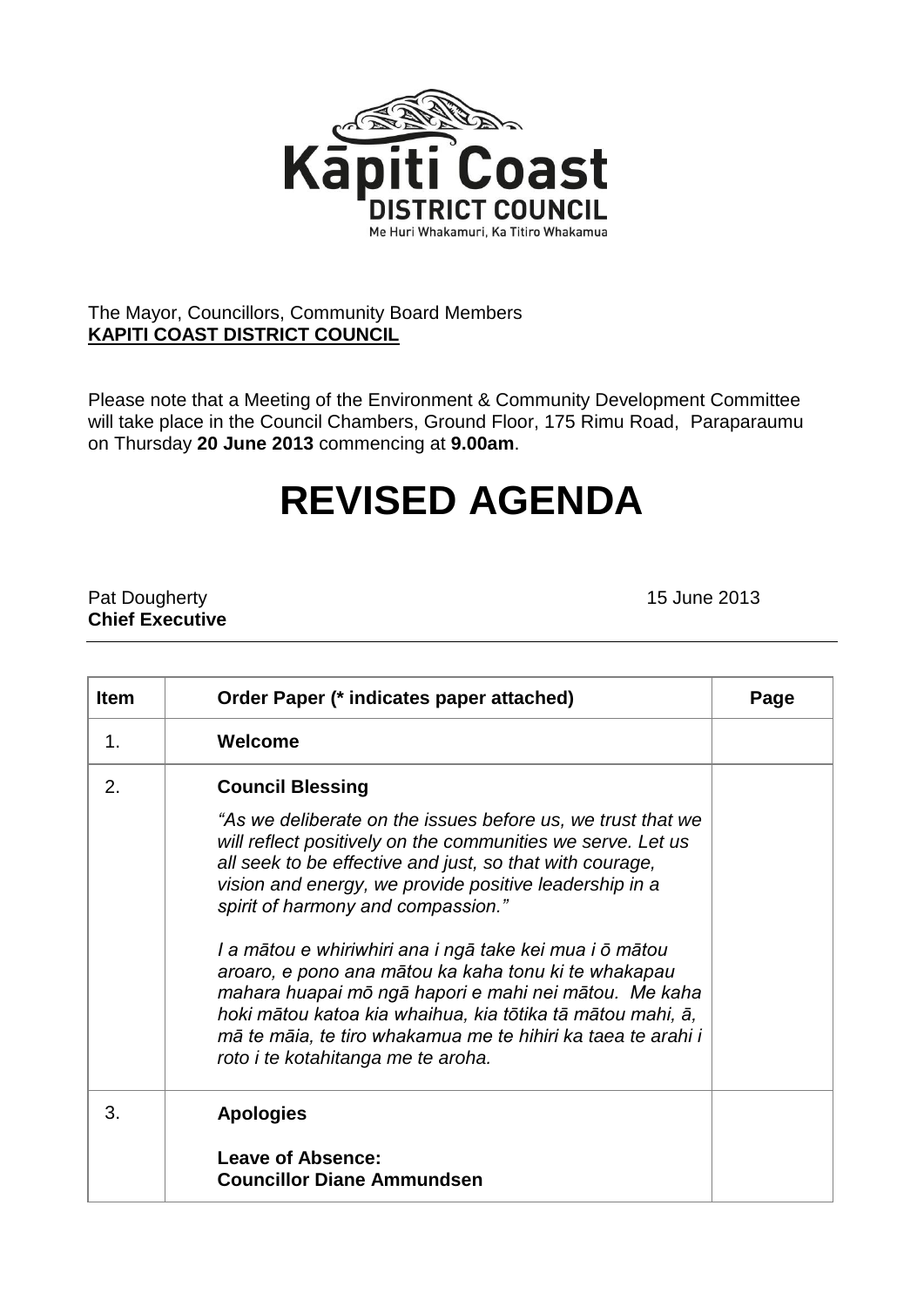Kāpiti Coast
DISTRICT COUNCIL
Me Huri Whakamuri, Ka Titiro Whakamua

The Mayor, Councillors, Community Board Members
**KAPITI COAST DISTRICT COUNCIL**

Please note that a Meeting of the Environment & Community Development Committee will take place in the Council Chambers, Ground Floor, 175 Rimu Road, Paraparaumu on Thursday **20 June 2013** commencing at **9.00am**.

# REVISED AGENDA

Pat Dougherty
**Chief Executive**

15 June 2013

| Item | Order Paper (* indicates paper attached) | Page |
|---|---|---|
| 1. | **Welcome** | |
| 2. | **Council Blessing**<br><br>*"As we deliberate on the issues before us, we trust that we will reflect positively on the communities we serve. Let us all seek to be effective and just, so that with courage, vision and energy, we provide positive leadership in a spirit of harmony and compassion."*<br><br>*I a mātou e whiriwhiri ana i ngā take kei mua i ō mātou aroaro, e pono ana mātou ka kaha tonu ki te whakapau mahara huapai mō ngā hapori e mahi nei mātou. Me kaha hoki mātou katoa kia whaihua, kia tōtika tā mātou mahi, ā, mā te māia, te tiro whakamua me te hihiri ka taea te arahi i roto i te kotahitanga me te aroha.* | |
| 3. | **Apologies**<br><br>**Leave of Absence:**<br>**Councillor Diane Ammundsen** | |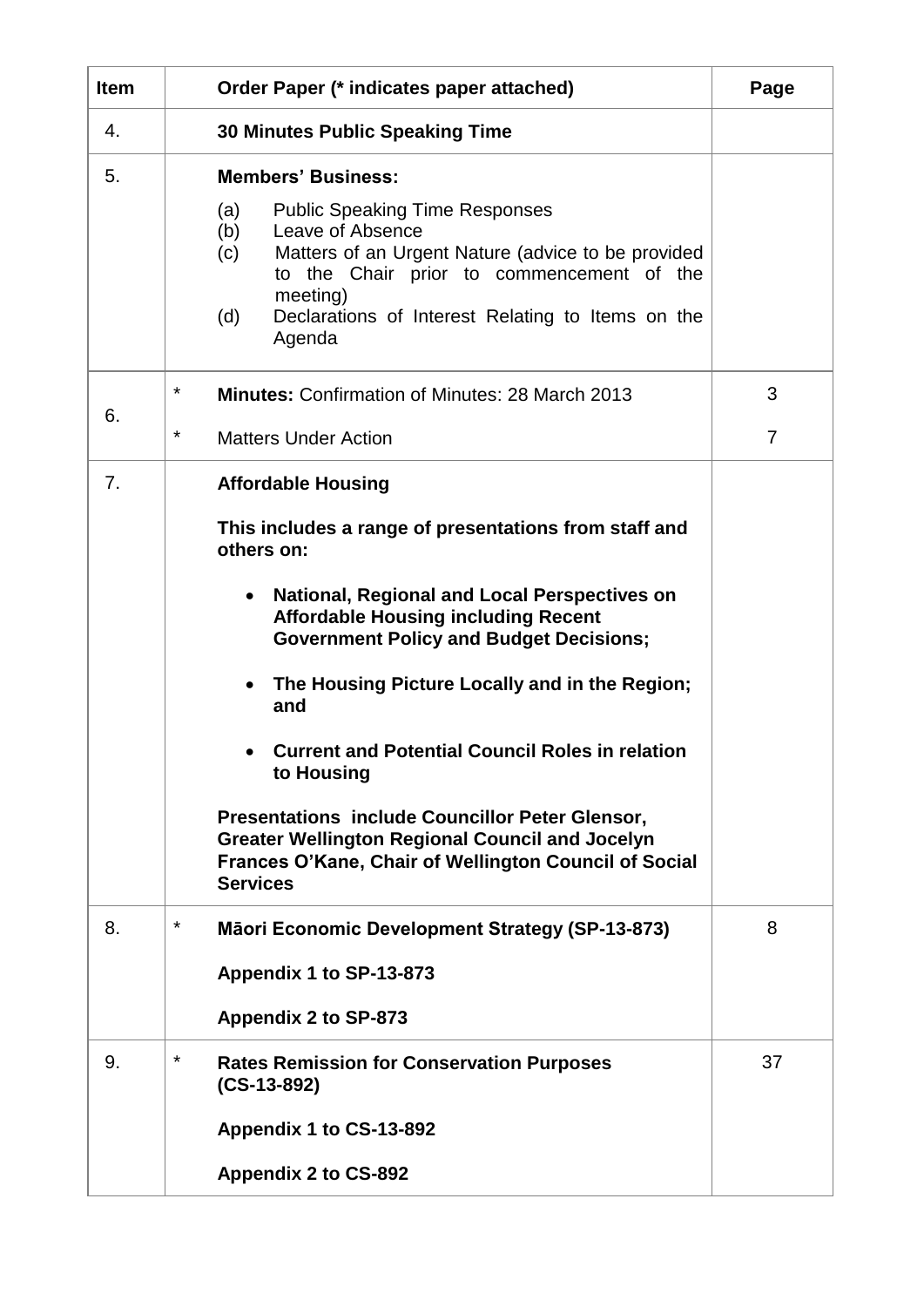| Item | | Order Paper (* indicates paper attached) | Page |
|---|---|---|---|
| 4. | | **30 Minutes Public Speaking Time** | |
| 5. | | **Members' Business:**<br>(a) Public Speaking Time Responses<br>(b) Leave of Absence<br>(c) Matters of an Urgent Nature (advice to be provided to the Chair prior to commencement of the meeting)<br>(d) Declarations of Interest Relating to Items on the Agenda | |
| 6. | * | **Minutes:** Confirmation of Minutes: 28 March 2013 | 3 |
| | * | Matters Under Action | 7 |
| 7. | | **Affordable Housing**<br><br>**This includes a range of presentations from staff and others on:**<br><br>• **National, Regional and Local Perspectives on Affordable Housing including Recent Government Policy and Budget Decisions;**<br><br>• **The Housing Picture Locally and in the Region; and**<br><br>• **Current and Potential Council Roles in relation to Housing**<br><br>**Presentations include Councillor Peter Glensor, Greater Wellington Regional Council and Jocelyn Frances O'Kane, Chair of Wellington Council of Social Services** | |
| 8. | * | **Māori Economic Development Strategy (SP-13-873)**<br><br>**Appendix 1 to SP-13-873**<br><br>**Appendix 2 to SP-873** | 8 |
| 9. | * | **Rates Remission for Conservation Purposes (CS-13-892)**<br><br>**Appendix 1 to CS-13-892**<br><br>**Appendix 2 to CS-892** | 37 |